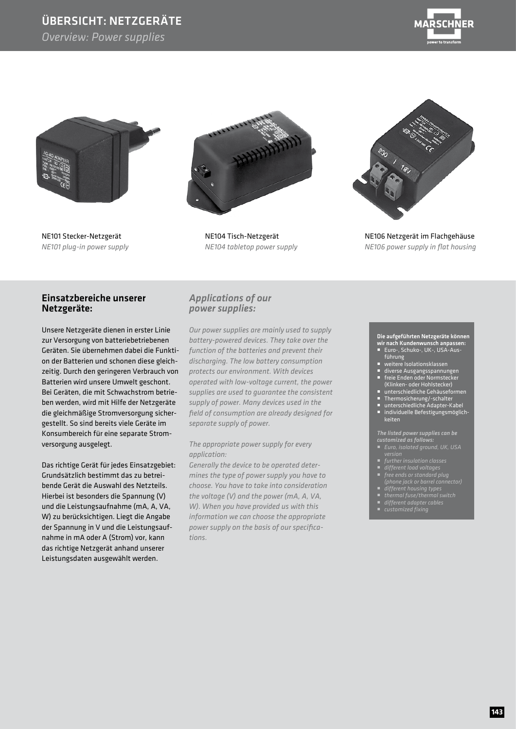# ÜBERSICHT: NETZGERÄTE

*Overview: Power supplies*

NE101 Stecker-Netzgerät
*NE101 plug-in power supply*

NE104 Tisch-Netzgerät
*NE104 tabletop power supply*

NE106 Netzgerät im Flachgehäuse
*NE106 power supply in flat housing*

## Einsatzbereiche unserer Netzgeräte:

Unsere Netzgeräte dienen in erster Linie zur Versorgung von batteriebetriebenen Geräten. Sie übernehmen dabei die Funktion der Batterien und schonen diese gleichzeitig. Durch den geringeren Verbrauch von Batterien wird unsere Umwelt geschont. Bei Geräten, die mit Schwachstrom betrieben werden, wird mit Hilfe der Netzgeräte die gleichmäßige Stromversorgung sichergestellt. So sind bereits viele Geräte im Konsumbereich für eine separate Stromversorgung ausgelegt.

Das richtige Gerät für jedes Einsatzgebiet: Grundsätzlich bestimmt das zu betreibende Gerät die Auswahl des Netzteils. Hierbei ist besonders die Spannung (V) und die Leistungsaufnahme (mA, A, VA, W) zu berücksichtigen. Liegt die Angabe der Spannung in V und die Leistungsaufnahme in mA oder A (Strom) vor, kann das richtige Netzgerät anhand unserer Leistungsdaten ausgewählt werden.

## *Applications of our power supplies:*

*Our power supplies are mainly used to supply battery-powered devices. They take over the function of the batteries and prevent their discharging. The low battery consumption protects our environment. With devices operated with low-voltage current, the power supplies are used to guarantee the consistent supply of power. Many devices used in the field of consumption are already designed for separate supply of power.*

*The appropriate power supply for every application:*
*Generally the device to be operated determines the type of power supply you have to choose. You have to take into consideration the voltage (V) and the power (mA, A, VA, W). When you have provided us with this information we can choose the appropriate power supply on the basis of our specifications.*

**Die aufgeführten Netzgeräte können wir nach Kundenwunsch anpassen:**

- Euro-, Schuko-, UK-, USA-Ausführung
- weitere Isolationsklassen
- diverse Ausgangsspannungen
- freie Enden oder Normstecker (Klinken- oder Hohlstecker)
- unterschiedliche Gehäuseformen
- Thermosicherung/-schalter
- unterschiedliche Adapter-Kabel
- individuelle Befestigungsmöglichkeiten

***The listed power supplies can be customized as follows:***

- *Euro, isolated ground, UK, USA version*
- *further insulation classes*
- *different load voltages*
- *free ends or standard plug (phone jack or barrel connector)*
- *different housing types*
- *thermal fuse/thermal switch*
- *different adapter cables*
- *customized fixing*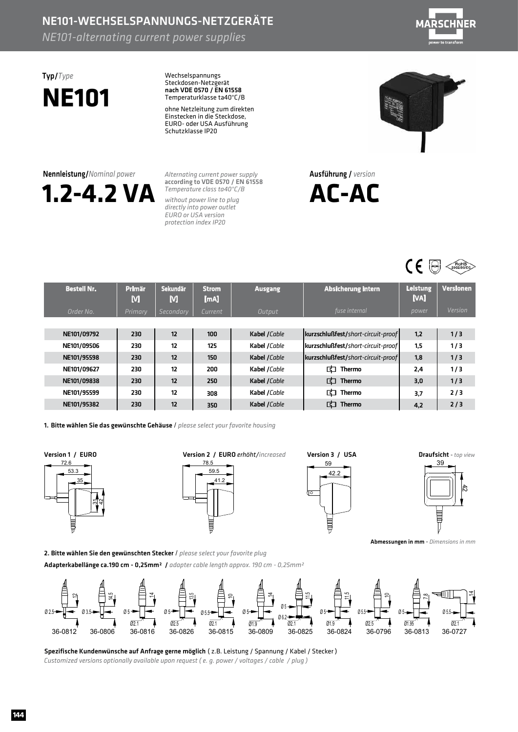# NE101-WECHSELSPANNUNGS-NETZGERÄTE

*NE101-alternating current power supplies*

**Typ/***Type*

# NE101

Wechselspannungs Steckdosen-Netzgerät
**nach VDE 0570 / EN 61558**
Temperaturklasse ta40°C/B

ohne Netzleitung zum direkten Einstecken in die Steckdose, EURO- oder USA Ausführung
Schutzklasse IP20

**Nennleistung/***Nominal power*

# 1.2-4.2 VA

*Alternating current power supply*
***according to VDE 0570 / EN 61558***
*Temperature class ta40°C/B*

*without power line to plug directly into power outlet*
*EURO or USA version*
*protection index IP20*

**Ausführung /** *version*

# AC-AC

| Bestell Nr. *Order No.* | Primär [V] *Primary* | Sekundär [V] *Secondary* | Strom [mA] *Current* | Ausgang *Output* | Absicherung intern *fuse internal* | Leistung [VA] *power* | Versionen *Version* |
|---|---|---|---|---|---|---|---|
| NE101/09792 | 230 | 12 | 100 | Kabel /*Cable* | kurzschlußfest/*short-circuit-proof* | 1,2 | 1 / 3 |
| NE101/09506 | 230 | 12 | 125 | Kabel /*Cable* | kurzschlußfest/*short-circuit-proof* | 1,5 | 1 / 3 |
| NE101/95598 | 230 | 12 | 150 | Kabel /*Cable* | kurzschlußfest/*short-circuit-proof* | 1,8 | 1 / 3 |
| NE101/09627 | 230 | 12 | 200 | Kabel /*Cable* | Thermo | 2,4 | 1 / 3 |
| NE101/09838 | 230 | 12 | 250 | Kabel /*Cable* | Thermo | 3,0 | 1 / 3 |
| NE101/95599 | 230 | 12 | 308 | Kabel /*Cable* | Thermo | 3,7 | 2 / 3 |
| NE101/95382 | 230 | 12 | 350 | Kabel /*Cable* | Thermo | 4,2 | 2 / 3 |

**1. Bitte wählen Sie das gewünschte Gehäuse** / *please select your favorite housing*

**Version 1 / EURO** — 72.6, 53.3, 35, 31, 42

**Version 2 / EURO** *erhöht/increased* — 78.5, 59.5, 41.2

**Version 3 / USA** — 59, 42.2

**Draufsicht** - *top view* — 39, 42

**Abmessungen in mm** - *Dimensions in mm*

**2. Bitte wählen Sie den gewünschten Stecker** / *please select your favorite plug*

**Adapterkabellänge ca.190 cm - 0,25mm² /** *adapter cable length approx. 190 cm - 0,25mm²*

| Stecker | Abmessungen |
|---|---|
| 36-0812 | Ø 2.5, 12 |
| 36-0806 | Ø 3.5, 14.5 |
| 36-0816 | Ø 5, Ø2.1, 14 |
| 36-0826 | Ø 5, Ø2.5, 13.5 |
| 36-0815 | Ø 5.5, Ø2.1, 10 |
| 36-0809 | Ø 5, Ø1.9, 14 |
| 36-0825 | Ø 5, Ø 6.2, Ø2.1, 11.5 |
| 36-0824 | Ø 5, Ø1.9, 11.5 |
| 36-0796 | Ø 5.5, Ø2.5, 10 |
| 36-0813 | Ø 5, Ø1.95, 7.8 |
| 36-0727 | Ø 5.5, Ø2.1, 14 |

**Spezifische Kundenwünsche auf Anfrage gerne möglich** ( z.B. Leistung / Spannung / Kabel / Stecker )
*Customized versions optionally available upon request ( e. g. power / voltages / cable / plug )*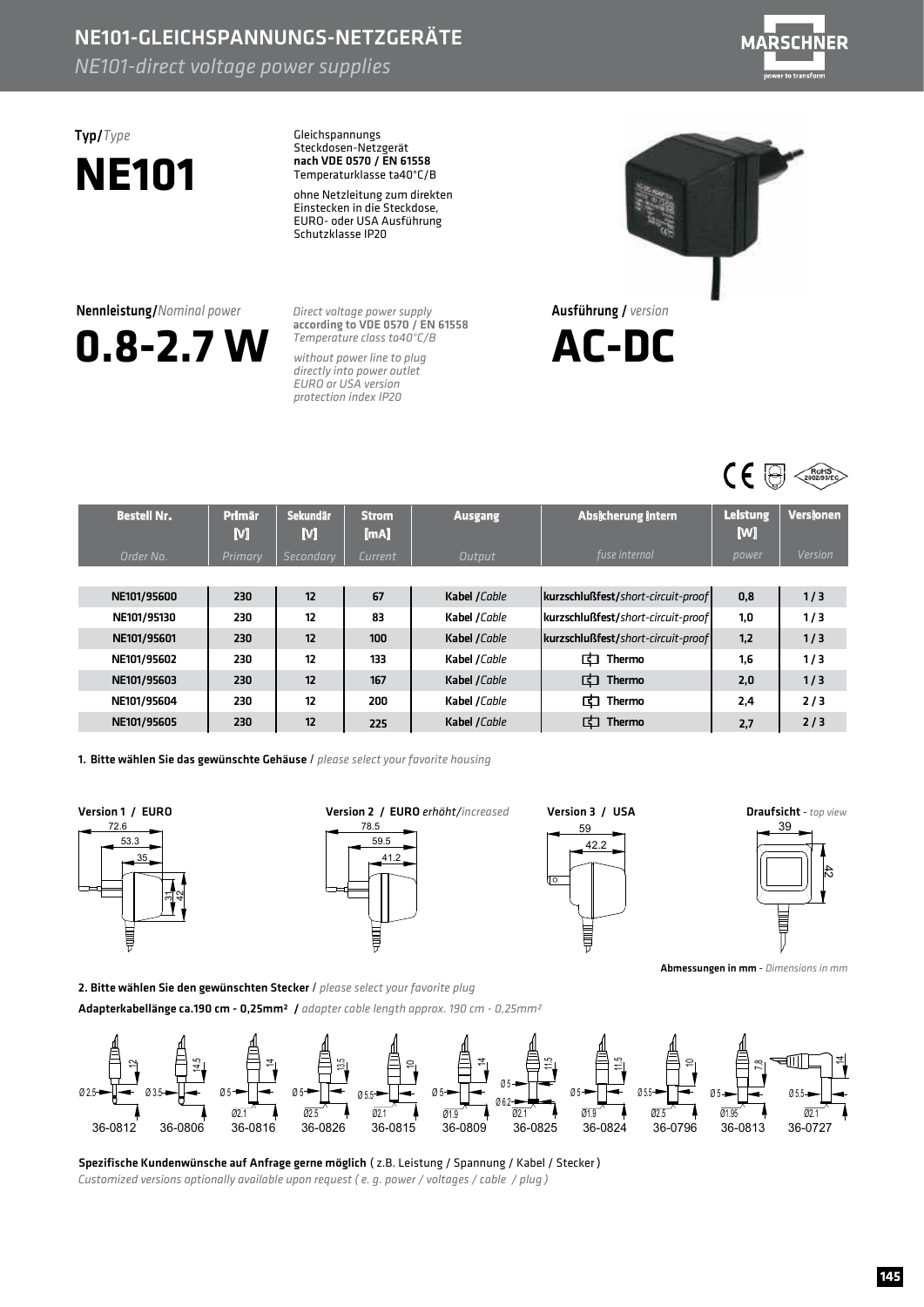# NE101-GLEICHSPANNUNGS-NETZGERÄTE

*NE101-direct voltage power supplies*

**Typ/***Type*

# NE101

Gleichspannungs
Steckdosen-Netzgerät
**nach VDE 0570 / EN 61558**
Temperaturklasse ta40°C/B

ohne Netzleitung zum direkten Einstecken in die Steckdose, EURO- oder USA Ausführung
Schutzklasse IP20

**Nennleistung/***Nominal power*

# 0.8-2.7 W

*Direct voltage power supply*
**according to VDE 0570 / EN 61558**
*Temperature class ta40°C/B*

*without power line to plug directly into power outlet EURO or USA version protection index IP20*

**Ausführung /** *version*

# AC-DC

| Bestell Nr. *Order No.* | Primär [V] *Primary* | Sekundär [V] *Secondary* | Strom [mA] *Current* | Ausgang *Output* | Absicherung intern *fuse internal* | Leistung [W] *power* | Versionen *Version* |
|---|---|---|---|---|---|---|---|
| NE101/95600 | 230 | 12 | 67 | Kabel /*Cable* | kurzschlußfest/*short-circuit-proof* | 0,8 | 1 / 3 |
| NE101/95130 | 230 | 12 | 83 | Kabel /*Cable* | kurzschlußfest/*short-circuit-proof* | 1,0 | 1 / 3 |
| NE101/95601 | 230 | 12 | 100 | Kabel /*Cable* | kurzschlußfest/*short-circuit-proof* | 1,2 | 1 / 3 |
| NE101/95602 | 230 | 12 | 133 | Kabel /*Cable* | Thermo | 1,6 | 1 / 3 |
| NE101/95603 | 230 | 12 | 167 | Kabel /*Cable* | Thermo | 2,0 | 1 / 3 |
| NE101/95604 | 230 | 12 | 200 | Kabel /*Cable* | Thermo | 2,4 | 2 / 3 |
| NE101/95605 | 230 | 12 | 225 | Kabel /*Cable* | Thermo | 2,7 | 2 / 3 |

**1. Bitte wählen Sie das gewünschte Gehäuse** / *please select your favorite housing*

**Version 1 / EURO** — 72.6, 53.3, 35, 31, 42

**Version 2 / EURO** *erhöht/increased* — 78.5, 59.5, 41.2

**Version 3 / USA** — 59, 42.2

**Draufsicht** - *top view* — 39, 42

**Abmessungen in mm** - *Dimensions in mm*

**2. Bitte wählen Sie den gewünschten Stecker** / *please select your favorite plug*

**Adapterkabellänge ca.190 cm - 0,25mm²** / *adapter cable length approx. 190 cm - 0,25mm²*

| 36-0812 | 36-0806 | 36-0816 | 36-0826 | 36-0815 | 36-0809 | 36-0825 | 36-0824 | 36-0796 | 36-0813 | 36-0727 |
|---|---|---|---|---|---|---|---|---|---|---|
| Ø 2.5, 12 | Ø 3.5, 14.5 | Ø 5, Ø2.1, 14 | Ø 5, Ø2.5, 13.5 | Ø 5.5, Ø2.1, 10 | Ø 5, Ø1.9, 14 | Ø 5, Ø 6.2, Ø2.1, 11.5 | Ø 5, Ø1.9, 11.5 | Ø 5.5, Ø2.5, 10 | Ø 5, Ø1.95, 7.8 | Ø 5.5, Ø2.1, 14 |

**Spezifische Kundenwünsche auf Anfrage gerne möglich** ( z.B. Leistung / Spannung / Kabel / Stecker )

*Customized versions optionally available upon request ( e. g. power / voltages / cable / plug )*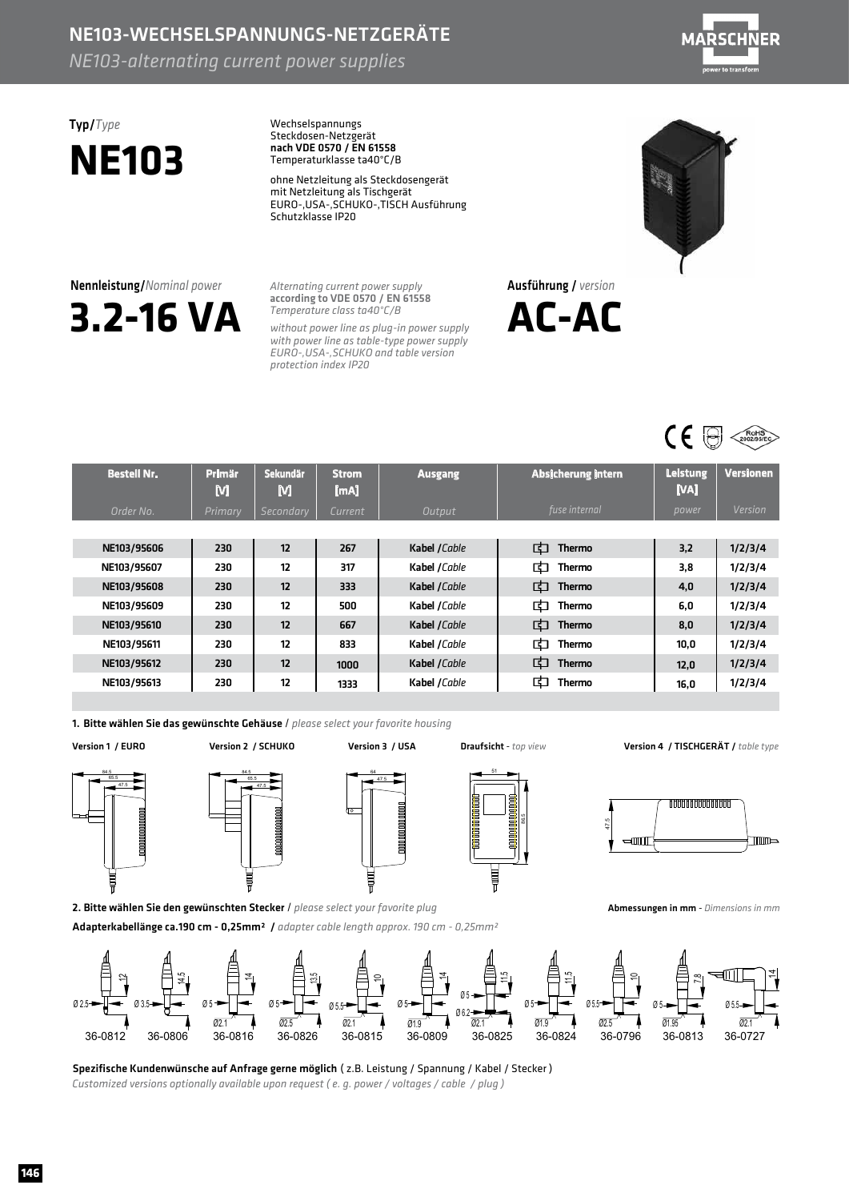# NE103-WECHSELSPANNUNGS-NETZGERÄTE

*NE103-alternating current power supplies*

**Typ/***Type*

# NE103

Wechselspannungs
Steckdosen-Netzgerät
**nach VDE 0570 / EN 61558**
Temperaturklasse ta40°C/B

ohne Netzleitung als Steckdosengerät
mit Netzleitung als Tischgerät
EURO-,USA-,SCHUKO-,TISCH Ausführung
Schutzklasse IP20

**Nennleistung/***Nominal power*

# 3.2-16 VA

*Alternating current power supply*
***according to VDE 0570 / EN 61558***
*Temperature class ta40°C/B*

*without power line as plug-in power supply*
*with power line as table-type power supply*
*EURO-,USA-,SCHUKO and table version*
*protection index IP20*

**Ausführung /** *version*

# AC-AC

| Bestell Nr. *Order No.* | Primär [V] *Primary* | Sekundär [V] *Secondary* | Strom [mA] *Current* | Ausgang *Output* | Absicherung intern *fuse internal* | Leistung [VA] *power* | Versionen *Version* |
|---|---|---|---|---|---|---|---|
| NE103/95606 | 230 | 12 | 267 | Kabel /*Cable* | Thermo | 3,2 | 1/2/3/4 |
| NE103/95607 | 230 | 12 | 317 | Kabel /*Cable* | Thermo | 3,8 | 1/2/3/4 |
| NE103/95608 | 230 | 12 | 333 | Kabel /*Cable* | Thermo | 4,0 | 1/2/3/4 |
| NE103/95609 | 230 | 12 | 500 | Kabel /*Cable* | Thermo | 6,0 | 1/2/3/4 |
| NE103/95610 | 230 | 12 | 667 | Kabel /*Cable* | Thermo | 8,0 | 1/2/3/4 |
| NE103/95611 | 230 | 12 | 833 | Kabel /*Cable* | Thermo | 10,0 | 1/2/3/4 |
| NE103/95612 | 230 | 12 | 1000 | Kabel /*Cable* | Thermo | 12,0 | 1/2/3/4 |
| NE103/95613 | 230 | 12 | 1333 | Kabel /*Cable* | Thermo | 16,0 | 1/2/3/4 |

**1. Bitte wählen Sie das gewünschte Gehäuse** / *please select your favorite housing*

**Version 1 / EURO** **Version 2 / SCHUKO** **Version 3 / USA** **Draufsicht** - *top view* **Version 4 / TISCHGERÄT /** *table type*

**2. Bitte wählen Sie den gewünschten Stecker** / *please select your favorite plug*

**Abmessungen in mm** - *Dimensions in mm*

**Adapterkabellänge ca.190 cm - 0,25mm² /** *adapter cable length approx. 190 cm - 0,25mm²*

36-0812, 36-0806, 36-0816, 36-0826, 36-0815, 36-0809, 36-0825, 36-0824, 36-0796, 36-0813, 36-0727

**Spezifische Kundenwünsche auf Anfrage gerne möglich** ( z.B. Leistung / Spannung / Kabel / Stecker )
*Customized versions optionally available upon request ( e. g. power / voltages / cable / plug )*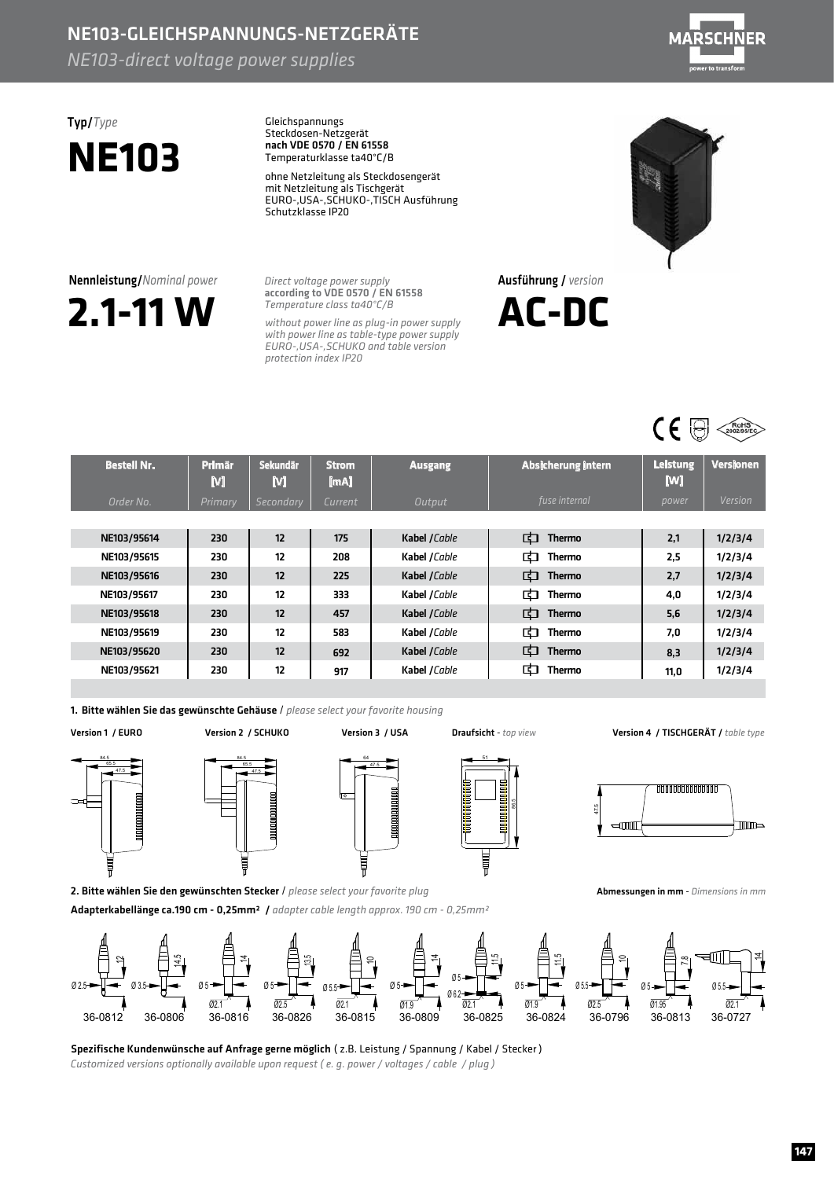# NE103-GLEICHSPANNUNGS-NETZGERÄTE

*NE103-direct voltage power supplies*

**Typ/***Type*

# NE103

Gleichspannungs
Steckdosen-Netzgerät
**nach VDE 0570 / EN 61558**
Temperaturklasse ta40°C/B

ohne Netzleitung als Steckdosengerät
mit Netzleitung als Tischgerät
EURO-,USA-,SCHUKO-,TISCH Ausführung
Schutzklasse IP20

**Nennleistung/***Nominal power*

# 2.1-11 W

*Direct voltage power supply*
***according to VDE 0570 / EN 61558***
*Temperature class ta40°C/B*

*without power line as plug-in power supply*
*with power line as table-type power supply*
*EURO-,USA-,SCHUKO and table version*
*protection index IP20*

**Ausführung /** *version*

# AC-DC

| Bestell Nr. *Order No.* | Primär [V] *Primary* | Sekundär [V] *Secondary* | Strom [mA] *Current* | Ausgang *Output* | Absicherung intern *fuse internal* | Leistung [W] *power* | Versionen *Version* |
|---|---|---|---|---|---|---|---|
| NE103/95614 | 230 | 12 | 175 | Kabel /*Cable* | Thermo | 2,1 | 1/2/3/4 |
| NE103/95615 | 230 | 12 | 208 | Kabel /*Cable* | Thermo | 2,5 | 1/2/3/4 |
| NE103/95616 | 230 | 12 | 225 | Kabel /*Cable* | Thermo | 2,7 | 1/2/3/4 |
| NE103/95617 | 230 | 12 | 333 | Kabel /*Cable* | Thermo | 4,0 | 1/2/3/4 |
| NE103/95618 | 230 | 12 | 457 | Kabel /*Cable* | Thermo | 5,6 | 1/2/3/4 |
| NE103/95619 | 230 | 12 | 583 | Kabel /*Cable* | Thermo | 7,0 | 1/2/3/4 |
| NE103/95620 | 230 | 12 | 692 | Kabel /*Cable* | Thermo | 8,3 | 1/2/3/4 |
| NE103/95621 | 230 | 12 | 917 | Kabel /*Cable* | Thermo | 11,0 | 1/2/3/4 |

**1. Bitte wählen Sie das gewünschte Gehäuse** / *please select your favorite housing*

Version 1 / EURO — Version 2 / SCHUKO — Version 3 / USA — Draufsicht - *top view* — Version 4 / TISCHGERÄT / *table type*

**2. Bitte wählen Sie den gewünschten Stecker** / *please select your favorite plug*

**Abmessungen in mm** - *Dimensions in mm*

**Adapterkabellänge ca.190 cm - 0,25mm² /** *adapter cable length approx. 190 cm - 0,25mm²*

36-0812, 36-0806, 36-0816, 36-0826, 36-0815, 36-0809, 36-0825, 36-0824, 36-0796, 36-0813, 36-0727

**Spezifische Kundenwünsche auf Anfrage gerne möglich** ( z.B. Leistung / Spannung / Kabel / Stecker )

*Customized versions optionally available upon request ( e. g. power / voltages / cable / plug )*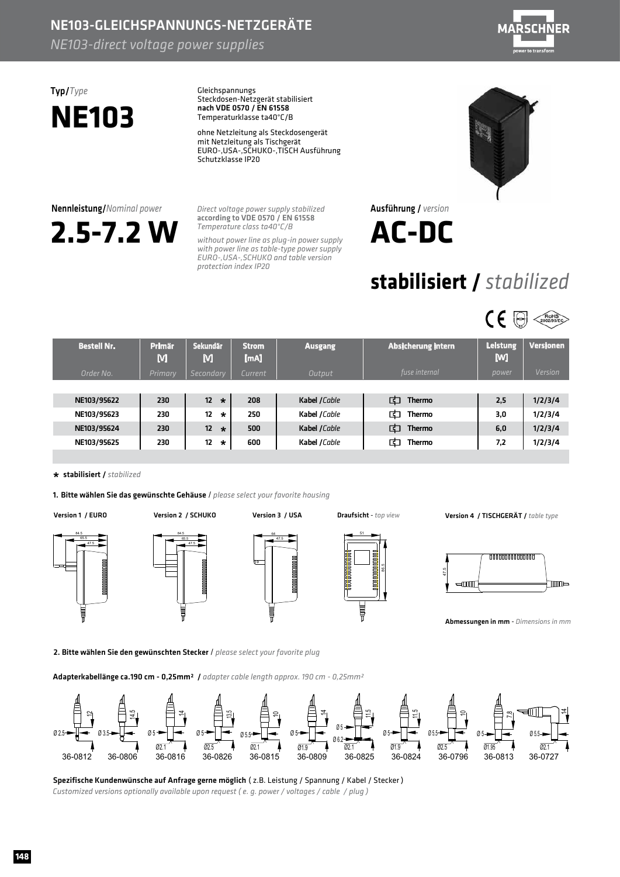# NE103-GLEICHSPANNUNGS-NETZGERÄTE

*NE103-direct voltage power supplies*

**Typ**/*Type*

# NE103

Gleichspannungs
Steckdosen-Netzgerät stabilisiert
**nach VDE 0570 / EN 61558**
Temperaturklasse ta40°C/B

ohne Netzleitung als Steckdosengerät
mit Netzleitung als Tischgerät
EURO-,USA-,SCHUKO-,TISCH Ausführung
Schutzklasse IP20

**Nennleistung**/*Nominal power*

## 2.5-7.2 W

*Direct voltage power supply stabilized*
***according to VDE 0570 / EN 61558***
*Temperature class ta40°C/B*

*without power line as plug-in power supply*
*with power line as table-type power supply*
*EURO-,USA-,SCHUKO and table version*
*protection index IP20*

**Ausführung** / *version*

## AC-DC

## stabilisiert / *stabilized*

| Bestell Nr. *Order No.* | Primär [V] *Primary* | Sekundär [V] *Secondary* | Strom [mA] *Current* | Ausgang *Output* | Absicherung intern *fuse internal* | Leistung [W] *power* | Versionen *Version* |
|---|---|---|---|---|---|---|---|
| NE103/95622 | 230 | 12 * | 208 | Kabel /*Cable* | Thermo | 2,5 | 1/2/3/4 |
| NE103/95623 | 230 | 12 * | 250 | Kabel /*Cable* | Thermo | 3,0 | 1/2/3/4 |
| NE103/95624 | 230 | 12 * | 500 | Kabel /*Cable* | Thermo | 6,0 | 1/2/3/4 |
| NE103/95625 | 230 | 12 * | 600 | Kabel /*Cable* | Thermo | 7,2 | 1/2/3/4 |

* **stabilisiert** / *stabilized*

**1. Bitte wählen Sie das gewünschte Gehäuse** / *please select your favorite housing*

**Version 1 / EURO** — **Version 2 / SCHUKO** — **Version 3 / USA** — **Draufsicht** - *top view* — **Version 4 / TISCHGERÄT** / *table type*

**Abmessungen in mm** - *Dimensions in mm*

**2. Bitte wählen Sie den gewünschten Stecker** / *please select your favorite plug*

**Adapterkabellänge ca.190 cm - 0,25mm²** / *adapter cable length approx. 190 cm - 0,25mm²*

36-0812, 36-0806, 36-0816, 36-0826, 36-0815, 36-0809, 36-0825, 36-0824, 36-0796, 36-0813, 36-0727

**Spezifische Kundenwünsche auf Anfrage gerne möglich** ( z.B. Leistung / Spannung / Kabel / Stecker )
*Customized versions optionally available upon request ( e. g. power / voltages / cable / plug )*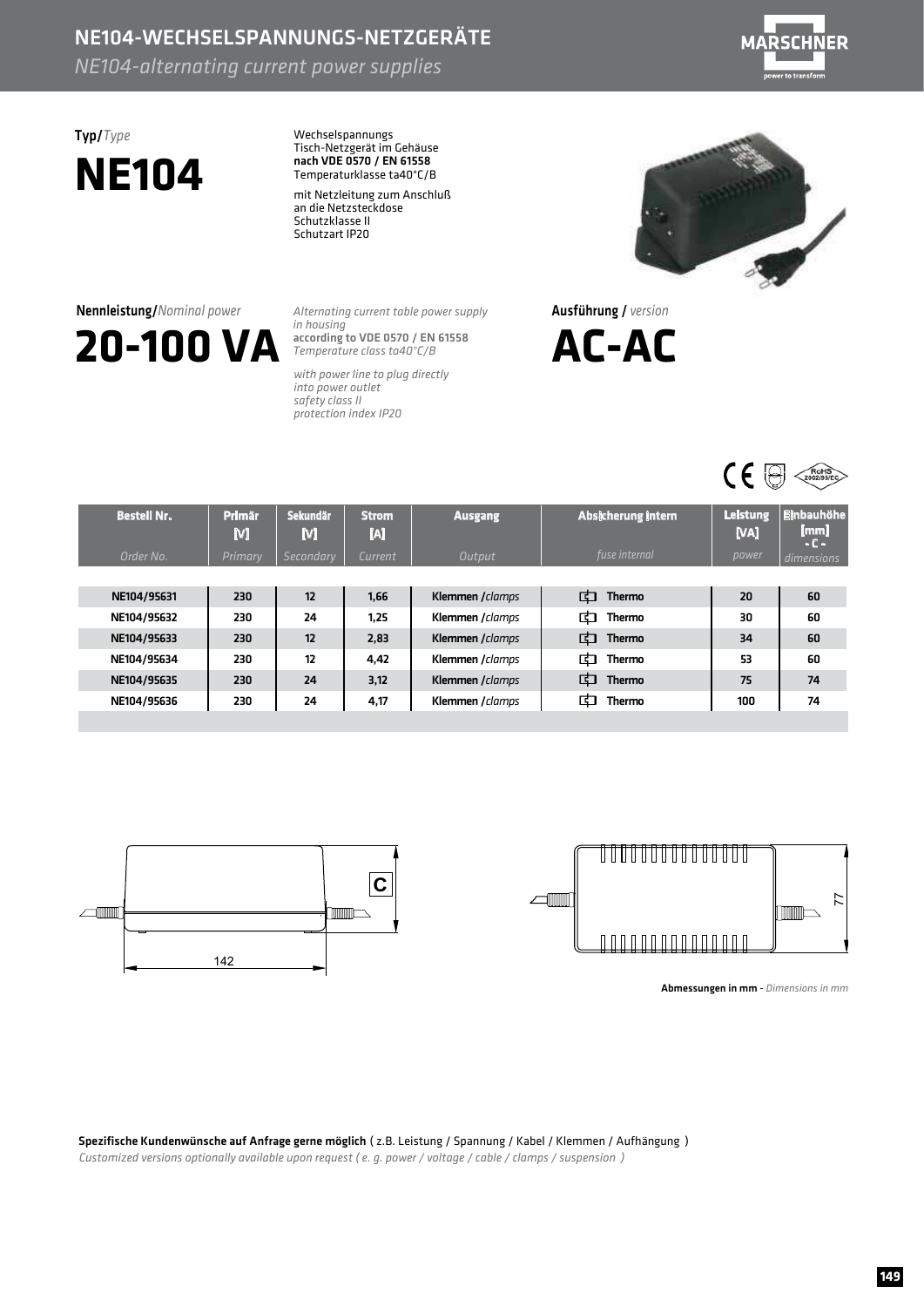# NE104-WECHSELSPANNUNGS-NETZGERÄTE

*NE104-alternating current power supplies*

**Typ/***Type*

# NE104

Wechselspannungs
Tisch-Netzgerät im Gehäuse
**nach VDE 0570 / EN 61558**
Temperaturklasse ta40°C/B

mit Netzleitung zum Anschluß
an die Netzsteckdose
Schutzklasse II
Schutzart IP20

**Nennleistung/***Nominal power*

# 20-100 VA

*Alternating current table power supply*
*in housing*
**according to VDE 0570 / EN 61558**
*Temperature class ta40°C/B*

*with power line to plug directly*
*into power outlet*
*safety class II*
*protection index IP20*

**Ausführung /** *version*

# AC-AC

| Bestell Nr. *Order No.* | Primär [V] *Primary* | Sekundär [V] *Secondary* | Strom [A] *Current* | Ausgang *Output* | Absicherung intern *fuse internal* | Leistung [VA] *power* | Einbauhöhe [mm] - C - *dimensions* |
|---|---|---|---|---|---|---|---|
| NE104/95631 | 230 | 12 | 1,66 | Klemmen /*clamps* | Thermo | 20 | 60 |
| NE104/95632 | 230 | 24 | 1,25 | Klemmen /*clamps* | Thermo | 30 | 60 |
| NE104/95633 | 230 | 12 | 2,83 | Klemmen /*clamps* | Thermo | 34 | 60 |
| NE104/95634 | 230 | 12 | 4,42 | Klemmen /*clamps* | Thermo | 53 | 60 |
| NE104/95635 | 230 | 24 | 3,12 | Klemmen /*clamps* | Thermo | 75 | 74 |
| NE104/95636 | 230 | 24 | 4,17 | Klemmen /*clamps* | Thermo | 100 | 74 |

C

142

77

**Abmessungen in mm** - *Dimensions in mm*

**Spezifische Kundenwünsche auf Anfrage gerne möglich** ( z.B. Leistung / Spannung / Kabel / Klemmen / Aufhängung )
*Customized versions optionally available upon request ( e. g. power / voltage / cable / clamps / suspension )*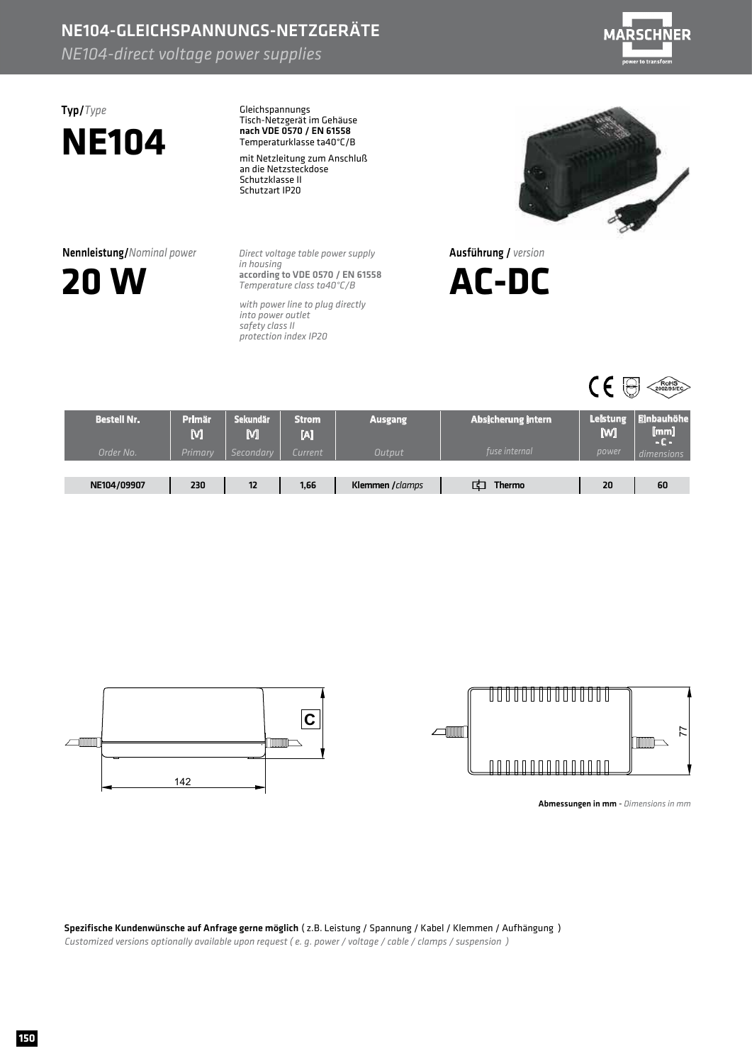# NE104-GLEICHSPANNUNGS-NETZGERÄTE

*NE104-direct voltage power supplies*

**Typ/***Type*

# NE104

Gleichspannungs
Tisch-Netzgerät im Gehäuse
**nach VDE 0570 / EN 61558**
Temperaturklasse ta40°C/B

mit Netzleitung zum Anschluß
an die Netzsteckdose
Schutzklasse II
Schutzart IP20

**Nennleistung/***Nominal power*

# 20 W

*Direct voltage table power supply*
*in housing*
**according to VDE 0570 / EN 61558**
*Temperature class ta40°C/B*

*with power line to plug directly*
*into power outlet*
*safety class II*
*protection index IP20*

**Ausführung /** *version*

# AC-DC

| Bestell Nr. *Order No.* | Primär [V] *Primary* | Sekundär [V] *Secondary* | Strom [A] *Current* | Ausgang *Output* | Absicherung intern *fuse internal* | Leistung [W] *power* | Einbauhöhe [mm] - C - *dimensions* |
|---|---|---|---|---|---|---|---|
| NE104/09907 | 230 | 12 | 1,66 | Klemmen /*clamps* | Thermo | 20 | 60 |

C

142

77

**Abmessungen in mm** - *Dimensions in mm*

**Spezifische Kundenwünsche auf Anfrage gerne möglich** ( z.B. Leistung / Spannung / Kabel / Klemmen / Aufhängung )
*Customized versions optionally available upon request ( e. g. power / voltage / cable / clamps / suspension )*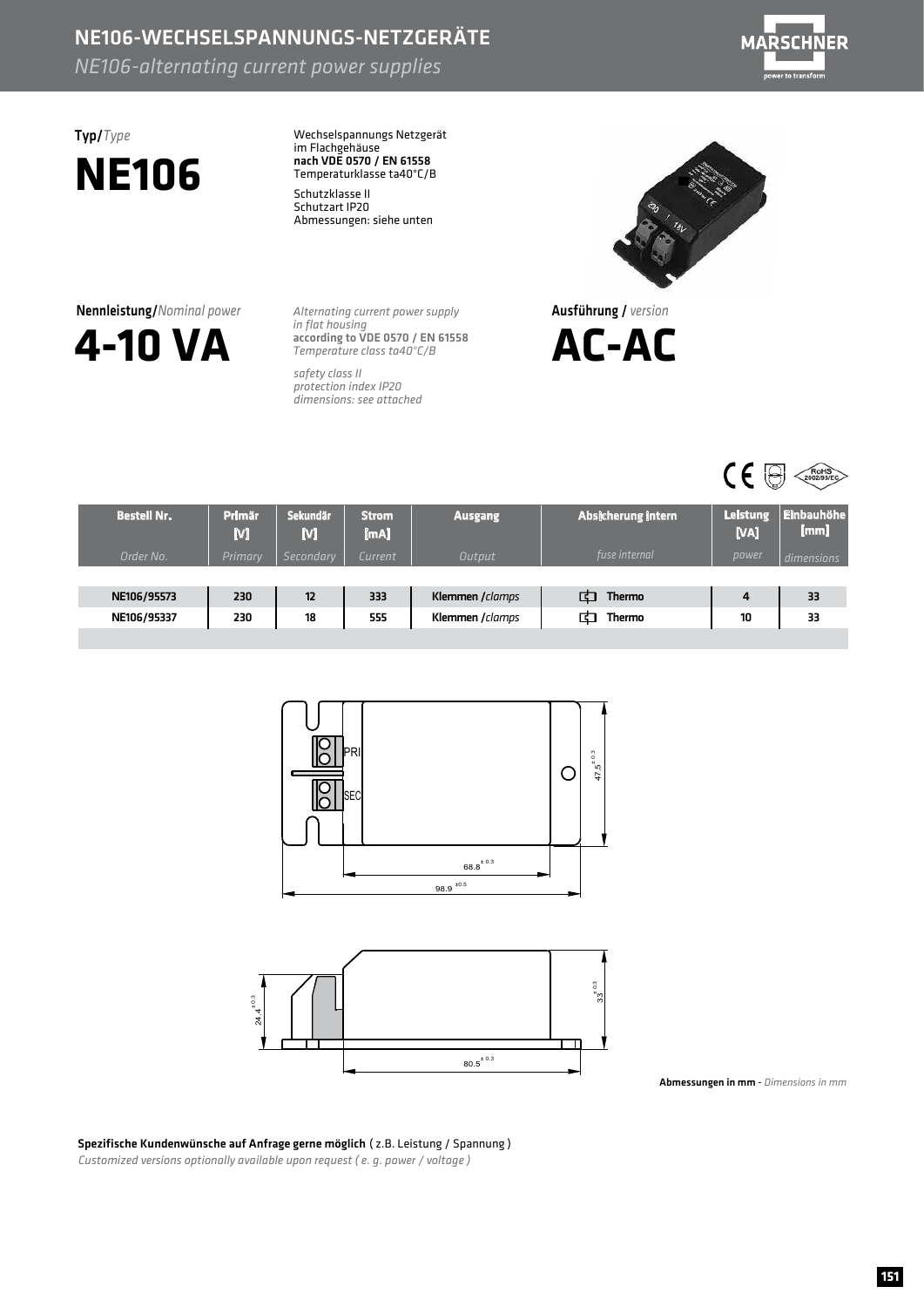## NE106-WECHSELSPANNUNGS-NETZGERÄTE

*NE106-alternating current power supplies*

**Typ/***Type*

# NE106

Wechselspannungs Netzgerät
im Flachgehäuse
**nach VDE 0570 / EN 61558**
Temperaturklasse ta40°C/B

Schutzklasse II
Schutzart IP20
Abmessungen: siehe unten

*Alternating current power supply*
*in flat housing*
**according to VDE 0570 / EN 61558**
*Temperature class ta40°C/B*

*safety class II*
*protection index IP20*
*dimensions: see attached*

**Nennleistung/***Nominal power*

# 4-10 VA

**Ausführung /** *version*

# AC-AC

| Bestell Nr. *Order No.* | Primär [V] *Primary* | Sekundär [V] *Secondary* | Strom [mA] *Current* | Ausgang *Output* | Absicherung intern *fuse internal* | Leistung [VA] *power* | Einbauhöhe [mm] *dimensions* |
|---|---|---|---|---|---|---|---|
| NE106/95573 | 230 | 12 | 333 | Klemmen /*clamps* | Thermo | 4 | 33 |
| NE106/95337 | 230 | 18 | 555 | Klemmen /*clamps* | Thermo | 10 | 33 |

**Abmessungen in mm** - *Dimensions in mm*

**Spezifische Kundenwünsche auf Anfrage gerne möglich** ( z.B. Leistung / Spannung )
*Customized versions optionally available upon request ( e. g. power / voltage )*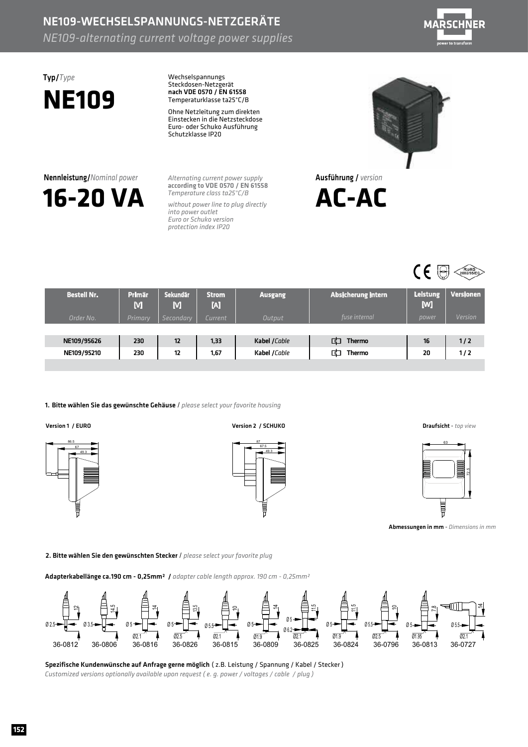# NE109-WECHSELSPANNUNGS-NETZGERÄTE

*NE109-alternating current voltage power supplies*

**Typ/***Type*

# NE109

Wechselspannungs
Steckdosen-Netzgerät
**nach VDE 0570 / EN 61558**
Temperaturklasse ta25°C/B

Ohne Netzleitung zum direkten Einstecken in die Netzsteckdose
Euro- oder Schuko Ausführung
Schutzklasse IP20

**Nennleistung/***Nominal power*

# 16-20 VA

*Alternating current power supply*
***according to VDE 0570 / EN 61558***
*Temperature class ta25°C/B*

*without power line to plug directly into power outlet*
*Euro or Schuko version*
*protection index IP20*

**Ausführung /** *version*

# AC-AC

| Bestell Nr. *Order No.* | Primär [V] *Primary* | Sekundär [V] *Secondary* | Strom [A] *Current* | Ausgang *Output* | Absicherung intern *fuse internal* | Leistung [W] *power* | Versionen *Version* |
|---|---|---|---|---|---|---|---|
| NE109/95626 | 230 | 12 | 1,33 | Kabel /*Cable* | Thermo | 16 | 1 / 2 |
| NE109/95210 | 230 | 12 | 1,67 | Kabel /*Cable* | Thermo | 20 | 1 / 2 |

**1. Bitte wählen Sie das gewünschte Gehäuse** / *please select your favorite housing*

**Version 1 / EURO**

**Version 2 / SCHUKO**

**Draufsicht** - *top view*

**Abmessungen in mm** - *Dimensions in mm*

**2. Bitte wählen Sie den gewünschten Stecker** / *please select your favorite plug*

**Adapterkabellänge ca.190 cm - 0,25mm²** / *adapter cable length approx. 190 cm - 0,25mm²*

36-0812 | 36-0806 | 36-0816 | 36-0826 | 36-0815 | 36-0809 | 36-0825 | 36-0824 | 36-0796 | 36-0813 | 36-0727

**Spezifische Kundenwünsche auf Anfrage gerne möglich** ( z.B. Leistung / Spannung / Kabel / Stecker )
*Customized versions optionally available upon request ( e. g. power / voltages / cable / plug )*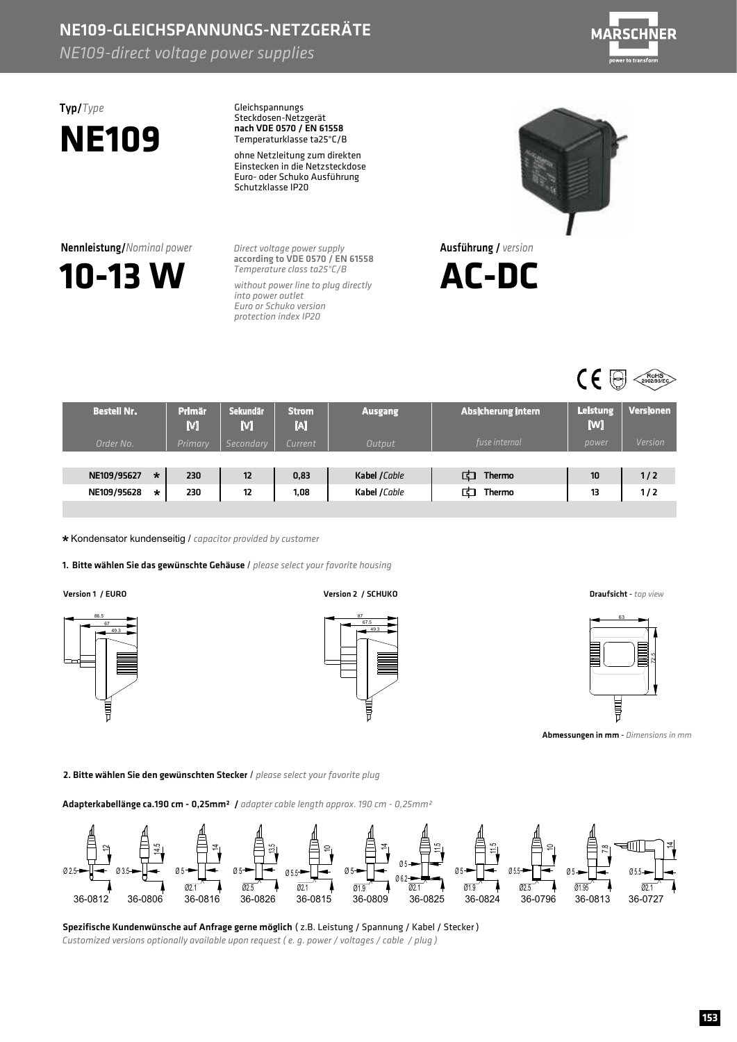# NE109-GLEICHSPANNUNGS-NETZGERÄTE

*NE109-direct voltage power supplies*

**Typ/***Type*

# NE109

Gleichspannungs
Steckdosen-Netzgerät
**nach VDE 0570 / EN 61558**
Temperaturklasse ta25°C/B

ohne Netzleitung zum direkten
Einstecken in die Netzsteckdose
Euro- oder Schuko Ausführung
Schutzklasse IP20

**Nennleistung/***Nominal power*

# 10-13 W

*Direct voltage power supply*
***according to VDE 0570 / EN 61558***
*Temperature class ta25°C/B*

*without power line to plug directly*
*into power outlet*
*Euro or Schuko version*
*protection index IP20*

**Ausführung /** *version*

# AC-DC

| Bestell Nr. *Order No.* | Primär [V] *Primary* | Sekundär [V] *Secondary* | Strom [A] *Current* | Ausgang *Output* | Absicherung intern *fuse internal* | Leistung [W] *power* | Versionen *Version* |
|---|---|---|---|---|---|---|---|
| NE109/95627 * | 230 | 12 | 0,83 | Kabel /*Cable* | Thermo | 10 | 1 / 2 |
| NE109/95628 * | 230 | 12 | 1,08 | Kabel /*Cable* | Thermo | 13 | 1 / 2 |

\* Kondensator kundenseitig / *capacitor provided by customer*

**1. Bitte wählen Sie das gewünschte Gehäuse** / *please select your favorite housing*

**Version 1 / EURO** — 86.5, 67, 49.3

**Version 2 / SCHUKO** — 87, 67.5, 49.3

**Draufsicht** - *top view* — 63, 72.5

**Abmessungen in mm** - *Dimensions in mm*

**2. Bitte wählen Sie den gewünschten Stecker** / *please select your favorite plug*

**Adapterkabellänge ca.190 cm - 0,25mm²** **/** *adapter cable length approx. 190 cm - 0,25mm²*

| Stecker | Maße |
|---|---|
| 36-0812 | Ø 2.5, 12 |
| 36-0806 | Ø 3.5, 14.5 |
| 36-0816 | Ø 5, Ø2.1, 14 |
| 36-0826 | Ø 5, Ø2.5, 13.5 |
| 36-0815 | Ø 5.5, Ø2.1, 10 |
| 36-0809 | Ø 5, Ø1.9, 14 |
| 36-0825 | Ø 5, Ø 6.2, Ø2.1, 11.5 |
| 36-0824 | Ø 5, Ø1.9, 11.5 |
| 36-0796 | Ø 5.5, Ø2.5, 10 |
| 36-0813 | Ø 5, Ø1.95, 7.8 |
| 36-0727 | Ø 5.5, Ø2.1, 14 |

**Spezifische Kundenwünsche auf Anfrage gerne möglich** ( z.B. Leistung / Spannung / Kabel / Stecker )
*Customized versions optionally available upon request ( e. g. power / voltages / cable / plug )*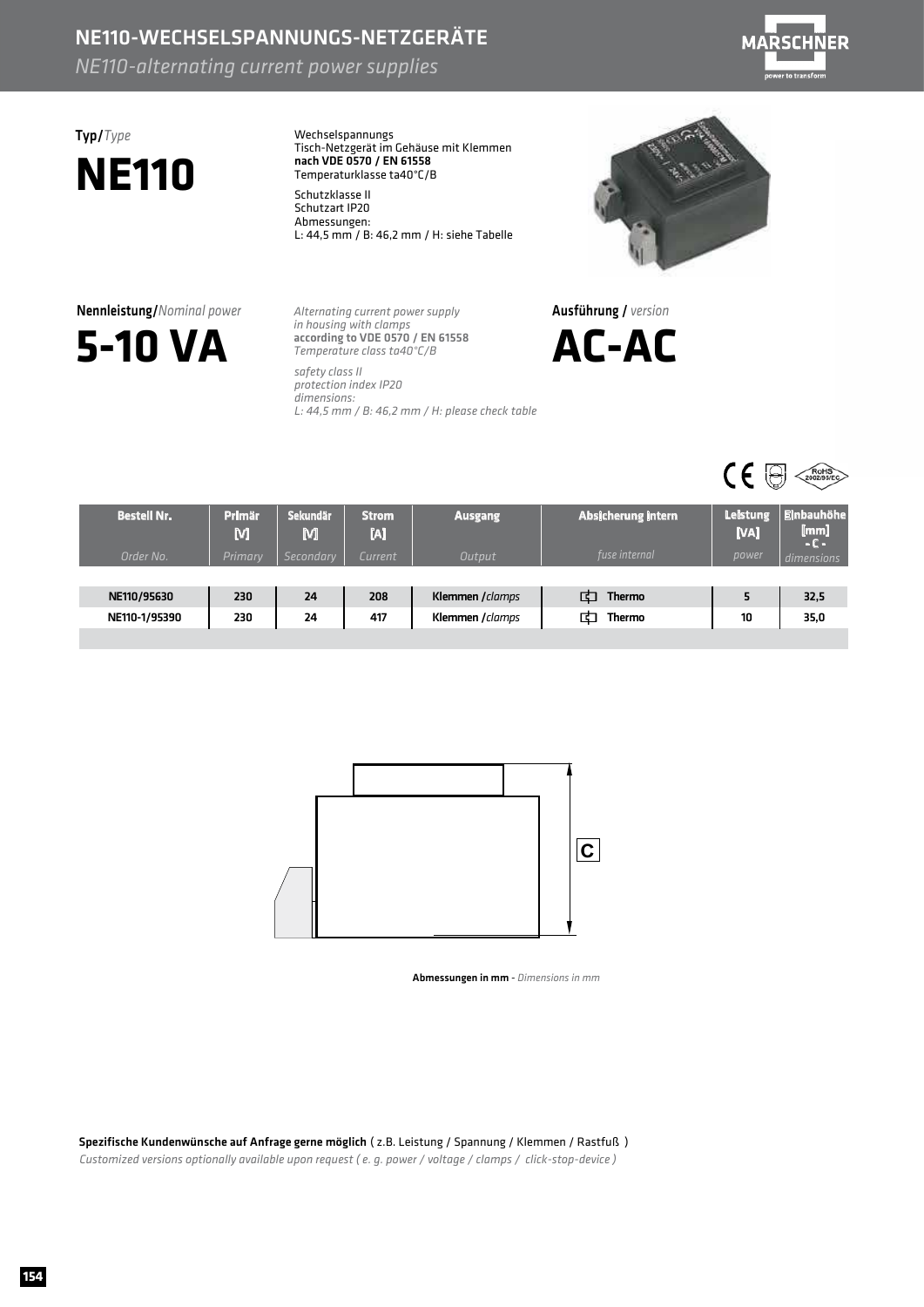# NE110-WECHSELSPANNUNGS-NETZGERÄTE

*NE110-alternating current power supplies*

**Typ/***Type*

# NE110

Wechselspannungs
Tisch-Netzgerät im Gehäuse mit Klemmen
**nach VDE 0570 / EN 61558**
Temperaturklasse ta40°C/B

Schutzklasse II
Schutzart IP20
Abmessungen:
L: 44,5 mm / B: 46,2 mm / H: siehe Tabelle

**Nennleistung/***Nominal power*

# 5-10 VA

*Alternating current power supply*
*in housing with clamps*
**according to VDE 0570 / EN 61558**
*Temperature class ta40°C/B*

*safety class II*
*protection index IP20*
*dimensions:*
*L: 44,5 mm / B: 46,2 mm / H: please check table*

**Ausführung /** *version*

# AC-AC

| Bestell Nr. *Order No.* | Primär [V] *Primary* | Sekundär [V] *Secondary* | Strom [A] *Current* | Ausgang *Output* | Absicherung intern *fuse internal* | Leistung [VA] *power* | Einbauhöhe [mm] - C - *dimensions* |
|---|---|---|---|---|---|---|---|
| NE110/95630 | 230 | 24 | 208 | Klemmen /*clamps* | Thermo | 5 | 32,5 |
| NE110-1/95390 | 230 | 24 | 417 | Klemmen /*clamps* | Thermo | 10 | 35,0 |

C

**Abmessungen in mm** - *Dimensions in mm*

**Spezifische Kundenwünsche auf Anfrage gerne möglich** ( z.B. Leistung / Spannung / Klemmen / Rastfuß )
*Customized versions optionally available upon request ( e. g. power / voltage / clamps / click-stop-device )*